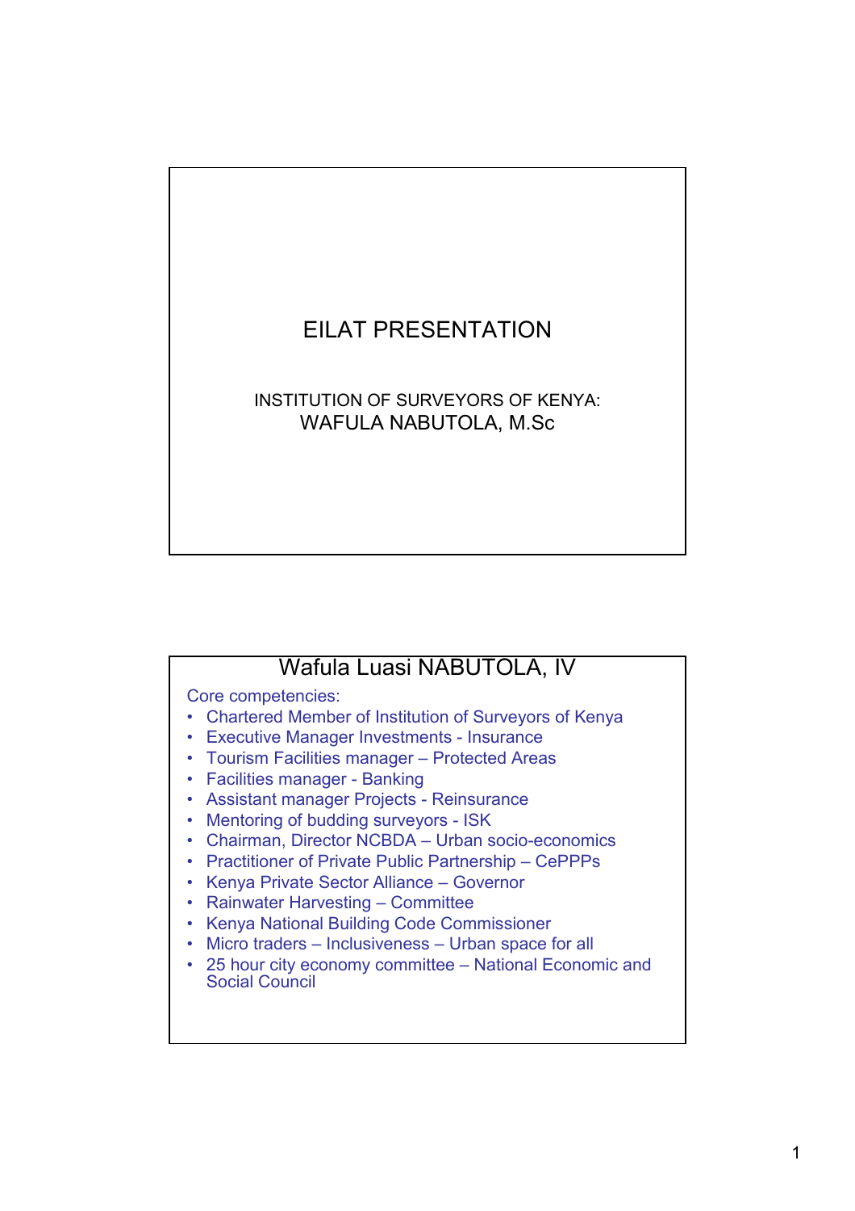# EILAT PRESENTATION

INSTITUTION OF SURVEYORS OF KENYA:
WAFULA NABUTOLA, M.Sc

## Wafula Luasi NABUTOLA, IV

Core competencies:

- Chartered Member of Institution of Surveyors of Kenya
- Executive Manager Investments - Insurance
- Tourism Facilities manager – Protected Areas
- Facilities manager - Banking
- Assistant manager Projects - Reinsurance
- Mentoring of budding surveyors - ISK
- Chairman, Director NCBDA – Urban socio-economics
- Practitioner of Private Public Partnership – CePPPs
- Kenya Private Sector Alliance – Governor
- Rainwater Harvesting – Committee
- Kenya National Building Code Commissioner
- Micro traders – Inclusiveness – Urban space for all
- 25 hour city economy committee – National Economic and Social Council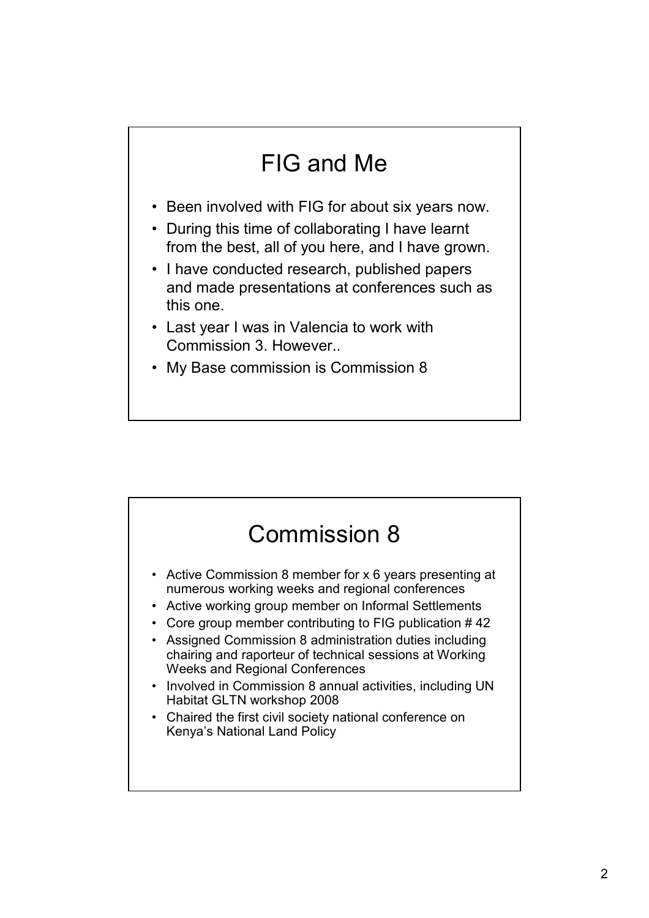## FIG and Me

- Been involved with FIG for about six years now.
- During this time of collaborating I have learnt from the best, all of you here, and I have grown.
- I have conducted research, published papers and made presentations at conferences such as this one.
- Last year I was in Valencia to work with Commission 3. However..
- My Base commission is Commission 8

## Commission 8

- Active Commission 8 member for x 6 years presenting at numerous working weeks and regional conferences
- Active working group member on Informal Settlements
- Core group member contributing to FIG publication # 42
- Assigned Commission 8 administration duties including chairing and raporteur of technical sessions at Working Weeks and Regional Conferences
- Involved in Commission 8 annual activities, including UN Habitat GLTN workshop 2008
- Chaired the first civil society national conference on Kenya's National Land Policy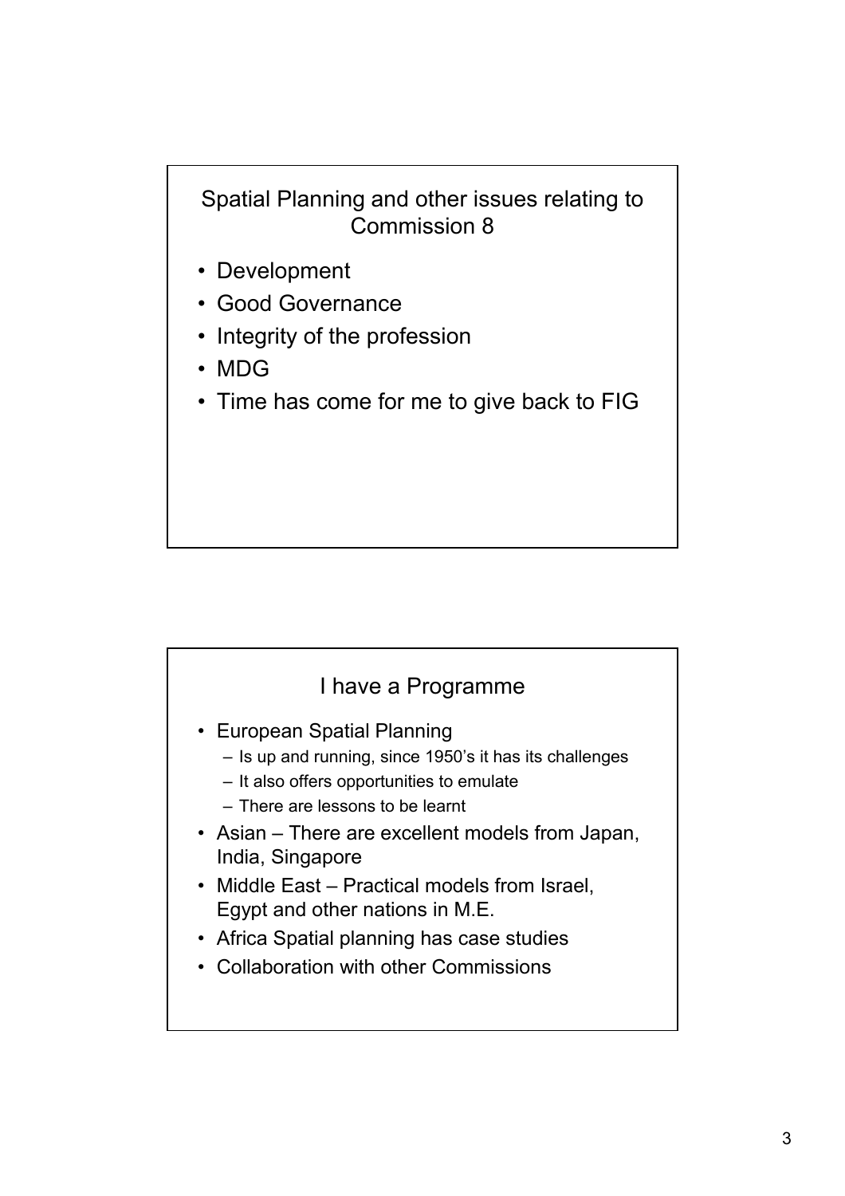## Spatial Planning and other issues relating to Commission 8

- Development
- Good Governance
- Integrity of the profession
- MDG
- Time has come for me to give back to FIG

## I have a Programme

- European Spatial Planning
  - Is up and running, since 1950's it has its challenges
  - It also offers opportunities to emulate
  - There are lessons to be learnt
- Asian – There are excellent models from Japan, India, Singapore
- Middle East – Practical models from Israel, Egypt and other nations in M.E.
- Africa Spatial planning has case studies
- Collaboration with other Commissions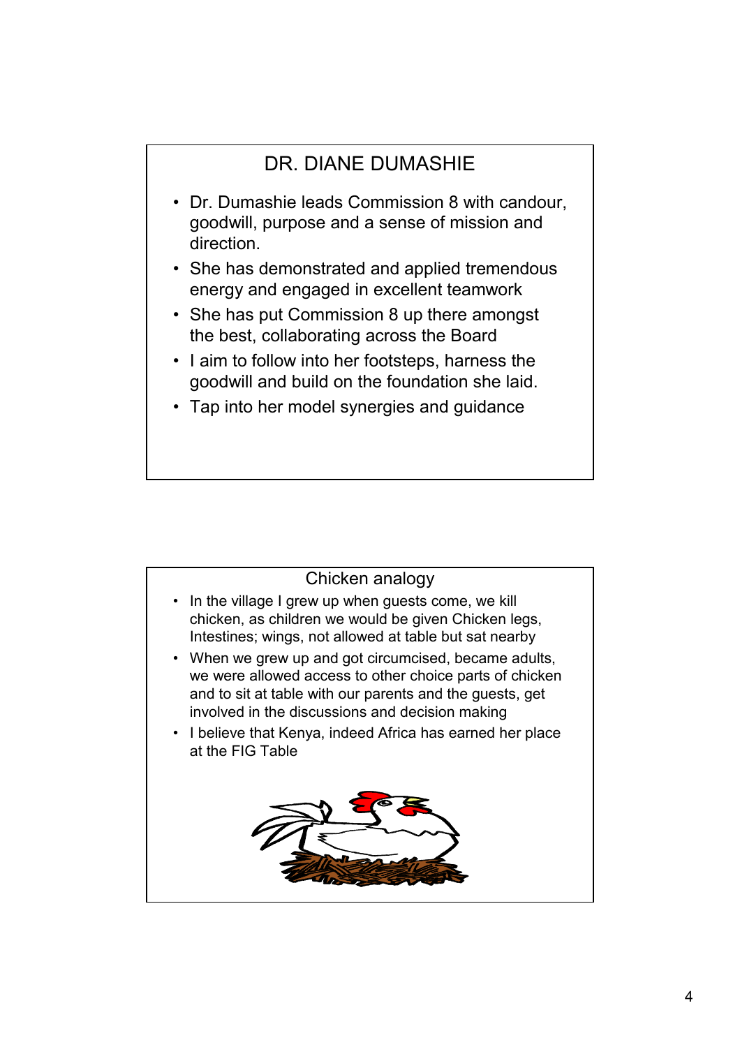## DR. DIANE DUMASHIE

- Dr. Dumashie leads Commission 8 with candour, goodwill, purpose and a sense of mission and direction.
- She has demonstrated and applied tremendous energy and engaged in excellent teamwork
- She has put Commission 8 up there amongst the best, collaborating across the Board
- I aim to follow into her footsteps, harness the goodwill and build on the foundation she laid.
- Tap into her model synergies and guidance

## Chicken analogy

- In the village I grew up when guests come, we kill chicken, as children we would be given Chicken legs, Intestines; wings, not allowed at table but sat nearby
- When we grew up and got circumcised, became adults, we were allowed access to other choice parts of chicken and to sit at table with our parents and the guests, get involved in the discussions and decision making
- I believe that Kenya, indeed Africa has earned her place at the FIG Table